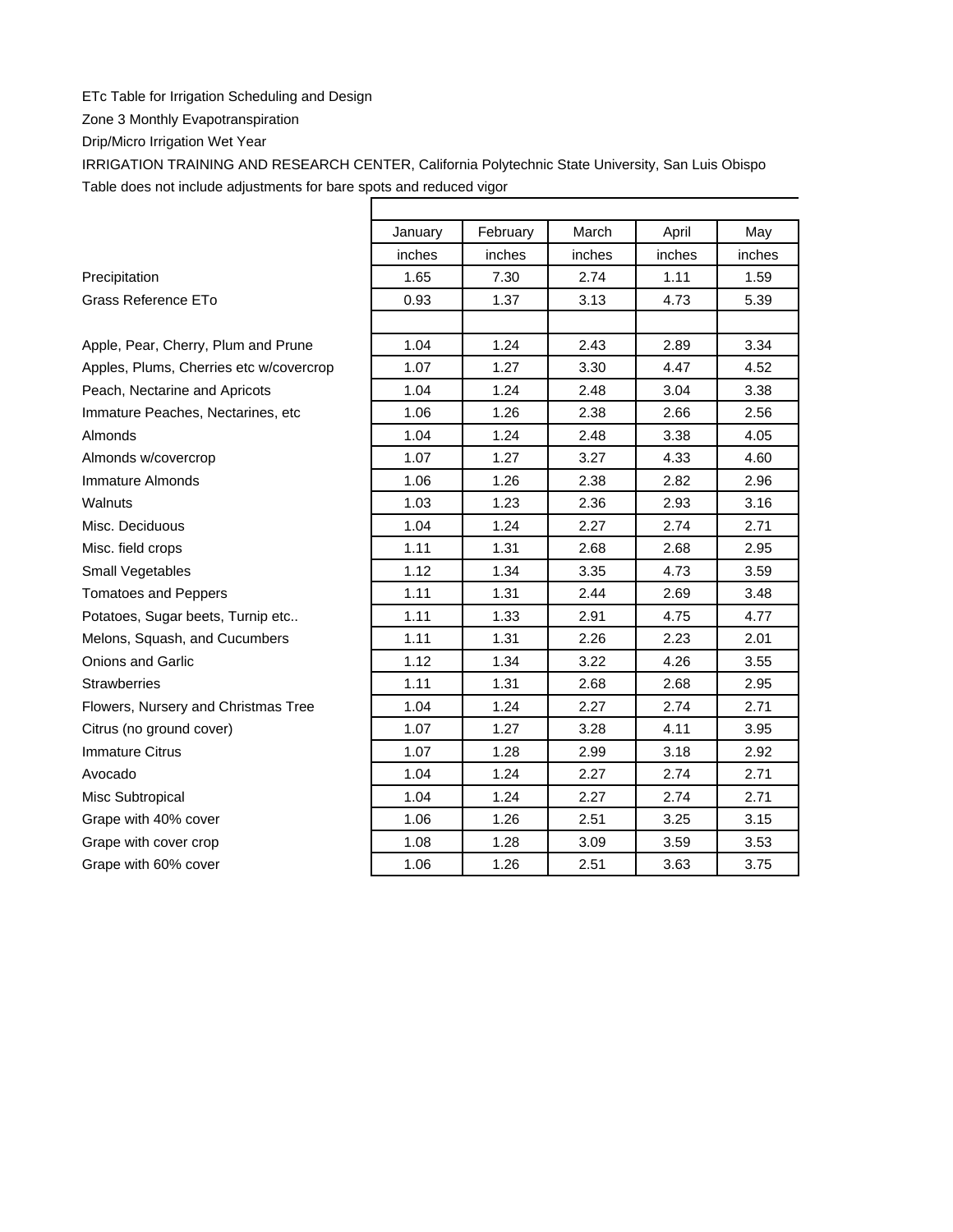ETc Table for Irrigation Scheduling and Design

Zone 3 Monthly Evapotranspiration

Drip/Micro Irrigation Wet Year

IRRIGATION TRAINING AND RESEARCH CENTER, California Polytechnic State University, San Luis Obispo

Table does not include adjustments for bare spots and reduced vigor

| | January | February | March | April | May |
|---|---|---|---|---|---|
| | inches | inches | inches | inches | inches |
| Precipitation | 1.65 | 7.30 | 2.74 | 1.11 | 1.59 |
| Grass Reference ETo | 0.93 | 1.37 | 3.13 | 4.73 | 5.39 |
| | | | | | |
| Apple, Pear, Cherry, Plum and Prune | 1.04 | 1.24 | 2.43 | 2.89 | 3.34 |
| Apples, Plums, Cherries etc w/covercrop | 1.07 | 1.27 | 3.30 | 4.47 | 4.52 |
| Peach, Nectarine and Apricots | 1.04 | 1.24 | 2.48 | 3.04 | 3.38 |
| Immature Peaches, Nectarines, etc | 1.06 | 1.26 | 2.38 | 2.66 | 2.56 |
| Almonds | 1.04 | 1.24 | 2.48 | 3.38 | 4.05 |
| Almonds w/covercrop | 1.07 | 1.27 | 3.27 | 4.33 | 4.60 |
| Immature Almonds | 1.06 | 1.26 | 2.38 | 2.82 | 2.96 |
| Walnuts | 1.03 | 1.23 | 2.36 | 2.93 | 3.16 |
| Misc. Deciduous | 1.04 | 1.24 | 2.27 | 2.74 | 2.71 |
| Misc. field crops | 1.11 | 1.31 | 2.68 | 2.68 | 2.95 |
| Small Vegetables | 1.12 | 1.34 | 3.35 | 4.73 | 3.59 |
| Tomatoes and Peppers | 1.11 | 1.31 | 2.44 | 2.69 | 3.48 |
| Potatoes, Sugar beets, Turnip etc.. | 1.11 | 1.33 | 2.91 | 4.75 | 4.77 |
| Melons, Squash, and Cucumbers | 1.11 | 1.31 | 2.26 | 2.23 | 2.01 |
| Onions and Garlic | 1.12 | 1.34 | 3.22 | 4.26 | 3.55 |
| Strawberries | 1.11 | 1.31 | 2.68 | 2.68 | 2.95 |
| Flowers, Nursery and Christmas Tree | 1.04 | 1.24 | 2.27 | 2.74 | 2.71 |
| Citrus (no ground cover) | 1.07 | 1.27 | 3.28 | 4.11 | 3.95 |
| Immature Citrus | 1.07 | 1.28 | 2.99 | 3.18 | 2.92 |
| Avocado | 1.04 | 1.24 | 2.27 | 2.74 | 2.71 |
| Misc Subtropical | 1.04 | 1.24 | 2.27 | 2.74 | 2.71 |
| Grape with 40% cover | 1.06 | 1.26 | 2.51 | 3.25 | 3.15 |
| Grape with cover crop | 1.08 | 1.28 | 3.09 | 3.59 | 3.53 |
| Grape with 60% cover | 1.06 | 1.26 | 2.51 | 3.63 | 3.75 |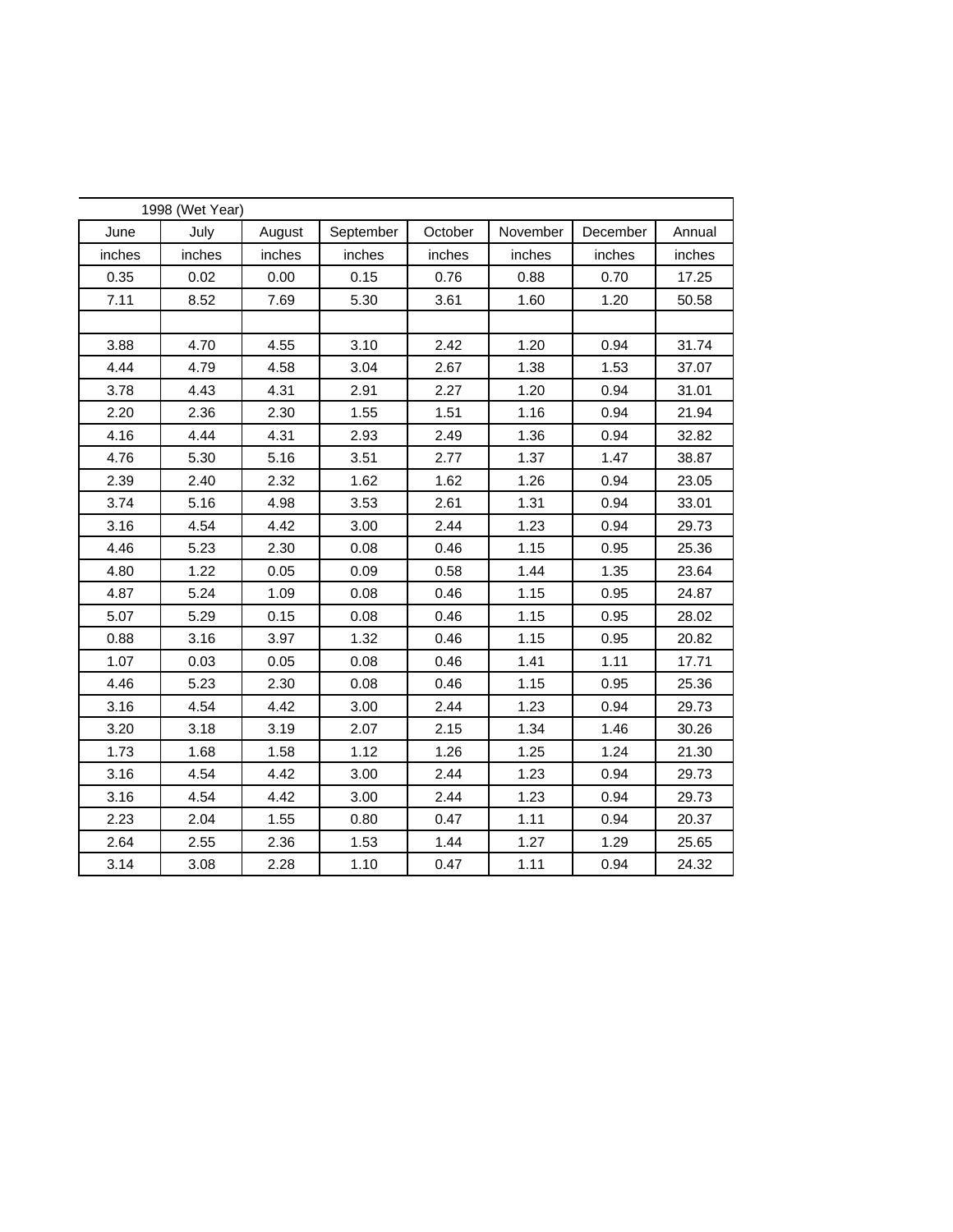| 1998 (Wet Year) | | | | | | | |
|---|---|---|---|---|---|---|---|
| June | July | August | September | October | November | December | Annual |
| inches | inches | inches | inches | inches | inches | inches | inches |
| 0.35 | 0.02 | 0.00 | 0.15 | 0.76 | 0.88 | 0.70 | 17.25 |
| 7.11 | 8.52 | 7.69 | 5.30 | 3.61 | 1.60 | 1.20 | 50.58 |
| | | | | | | | |
| 3.88 | 4.70 | 4.55 | 3.10 | 2.42 | 1.20 | 0.94 | 31.74 |
| 4.44 | 4.79 | 4.58 | 3.04 | 2.67 | 1.38 | 1.53 | 37.07 |
| 3.78 | 4.43 | 4.31 | 2.91 | 2.27 | 1.20 | 0.94 | 31.01 |
| 2.20 | 2.36 | 2.30 | 1.55 | 1.51 | 1.16 | 0.94 | 21.94 |
| 4.16 | 4.44 | 4.31 | 2.93 | 2.49 | 1.36 | 0.94 | 32.82 |
| 4.76 | 5.30 | 5.16 | 3.51 | 2.77 | 1.37 | 1.47 | 38.87 |
| 2.39 | 2.40 | 2.32 | 1.62 | 1.62 | 1.26 | 0.94 | 23.05 |
| 3.74 | 5.16 | 4.98 | 3.53 | 2.61 | 1.31 | 0.94 | 33.01 |
| 3.16 | 4.54 | 4.42 | 3.00 | 2.44 | 1.23 | 0.94 | 29.73 |
| 4.46 | 5.23 | 2.30 | 0.08 | 0.46 | 1.15 | 0.95 | 25.36 |
| 4.80 | 1.22 | 0.05 | 0.09 | 0.58 | 1.44 | 1.35 | 23.64 |
| 4.87 | 5.24 | 1.09 | 0.08 | 0.46 | 1.15 | 0.95 | 24.87 |
| 5.07 | 5.29 | 0.15 | 0.08 | 0.46 | 1.15 | 0.95 | 28.02 |
| 0.88 | 3.16 | 3.97 | 1.32 | 0.46 | 1.15 | 0.95 | 20.82 |
| 1.07 | 0.03 | 0.05 | 0.08 | 0.46 | 1.41 | 1.11 | 17.71 |
| 4.46 | 5.23 | 2.30 | 0.08 | 0.46 | 1.15 | 0.95 | 25.36 |
| 3.16 | 4.54 | 4.42 | 3.00 | 2.44 | 1.23 | 0.94 | 29.73 |
| 3.20 | 3.18 | 3.19 | 2.07 | 2.15 | 1.34 | 1.46 | 30.26 |
| 1.73 | 1.68 | 1.58 | 1.12 | 1.26 | 1.25 | 1.24 | 21.30 |
| 3.16 | 4.54 | 4.42 | 3.00 | 2.44 | 1.23 | 0.94 | 29.73 |
| 3.16 | 4.54 | 4.42 | 3.00 | 2.44 | 1.23 | 0.94 | 29.73 |
| 2.23 | 2.04 | 1.55 | 0.80 | 0.47 | 1.11 | 0.94 | 20.37 |
| 2.64 | 2.55 | 2.36 | 1.53 | 1.44 | 1.27 | 1.29 | 25.65 |
| 3.14 | 3.08 | 2.28 | 1.10 | 0.47 | 1.11 | 0.94 | 24.32 |